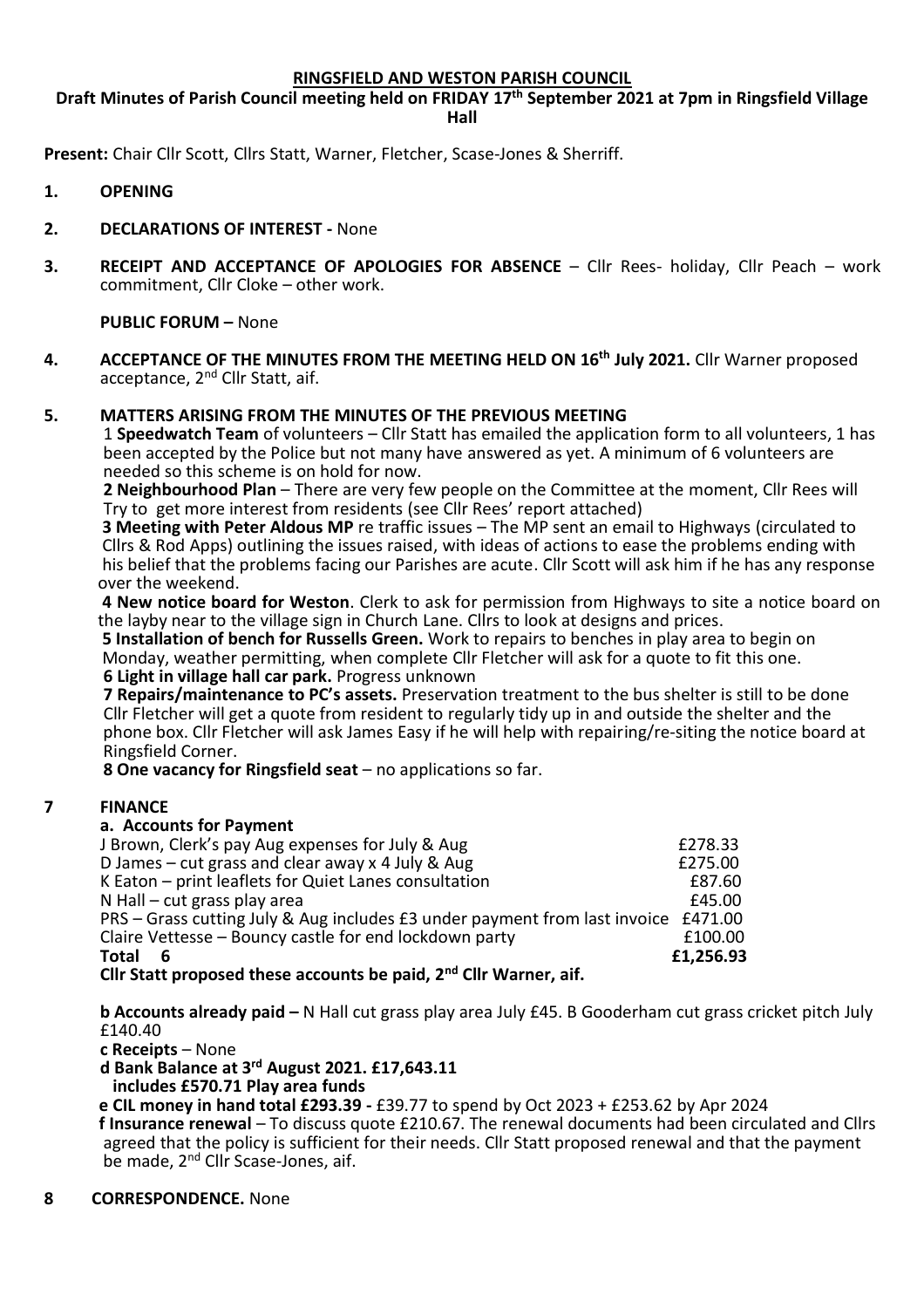# RINGSFIELD AND WESTON PARISH COUNCIL

**Draft Minutes of Parish Council meeting held on FRIDAY 17th September 2021 at 7pm in Ringsfield Village Hall**

**Present:** Chair Cllr Scott, Cllrs Statt, Warner, Fletcher, Scase-Jones & Sherriff.

1. **OPENING**

2. **DECLARATIONS OF INTEREST -** None

3. **RECEIPT AND ACCEPTANCE OF APOLOGIES FOR ABSENCE** – Cllr Rees- holiday, Cllr Peach – work commitment, Cllr Cloke – other work.

   **PUBLIC FORUM –** None

4. **ACCEPTANCE OF THE MINUTES FROM THE MEETING HELD ON 16th July 2021.** Cllr Warner proposed acceptance, 2nd Cllr Statt, aif.

5. **MATTERS ARISING FROM THE MINUTES OF THE PREVIOUS MEETING**

   1 **Speedwatch Team** of volunteers – Cllr Statt has emailed the application form to all volunteers, 1 has been accepted by the Police but not many have answered as yet. A minimum of 6 volunteers are needed so this scheme is on hold for now.

   **2 Neighbourhood Plan** – There are very few people on the Committee at the moment, Cllr Rees will Try to get more interest from residents (see Cllr Rees' report attached)

   **3 Meeting with Peter Aldous MP** re traffic issues – The MP sent an email to Highways (circulated to Cllrs & Rod Apps) outlining the issues raised, with ideas of actions to ease the problems ending with his belief that the problems facing our Parishes are acute. Cllr Scott will ask him if he has any response over the weekend.

   **4 New notice board for Weston**. Clerk to ask for permission from Highways to site a notice board on the layby near to the village sign in Church Lane. Cllrs to look at designs and prices.

   **5 Installation of bench for Russells Green.** Work to repairs to benches in play area to begin on Monday, weather permitting, when complete Cllr Fletcher will ask for a quote to fit this one.

   **6 Light in village hall car park.** Progress unknown

   **7 Repairs/maintenance to PC's assets.** Preservation treatment to the bus shelter is still to be done Cllr Fletcher will get a quote from resident to regularly tidy up in and outside the shelter and the phone box. Cllr Fletcher will ask James Easy if he will help with repairing/re-siting the notice board at Ringsfield Corner.

   **8 One vacancy for Ringsfield seat** – no applications so far.

7 **FINANCE**

   **a. Accounts for Payment**

| | |
|---|---|
| J Brown, Clerk's pay Aug expenses for July & Aug | £278.33 |
| D James – cut grass and clear away x 4 July & Aug | £275.00 |
| K Eaton – print leaflets for Quiet Lanes consultation | £87.60 |
| N Hall – cut grass play area | £45.00 |
| PRS – Grass cutting July & Aug includes £3 under payment from last invoice | £471.00 |
| Claire Vettesse – Bouncy castle for end lockdown party | £100.00 |
| **Total 6** | **£1,256.93** |

   **Cllr Statt proposed these accounts be paid, 2nd Cllr Warner, aif.**

   **b Accounts already paid –** N Hall cut grass play area July £45. B Gooderham cut grass cricket pitch July £140.40

   **c Receipts** – None

   **d Bank Balance at 3rd August 2021. £17,643.11 includes £570.71 Play area funds**

   **e CIL money in hand total £293.39 -** £39.77 to spend by Oct 2023 + £253.62 by Apr 2024

   **f Insurance renewal** – To discuss quote £210.67. The renewal documents had been circulated and Cllrs agreed that the policy is sufficient for their needs. Cllr Statt proposed renewal and that the payment be made, 2nd Cllr Scase-Jones, aif.

8 **CORRESPONDENCE.** None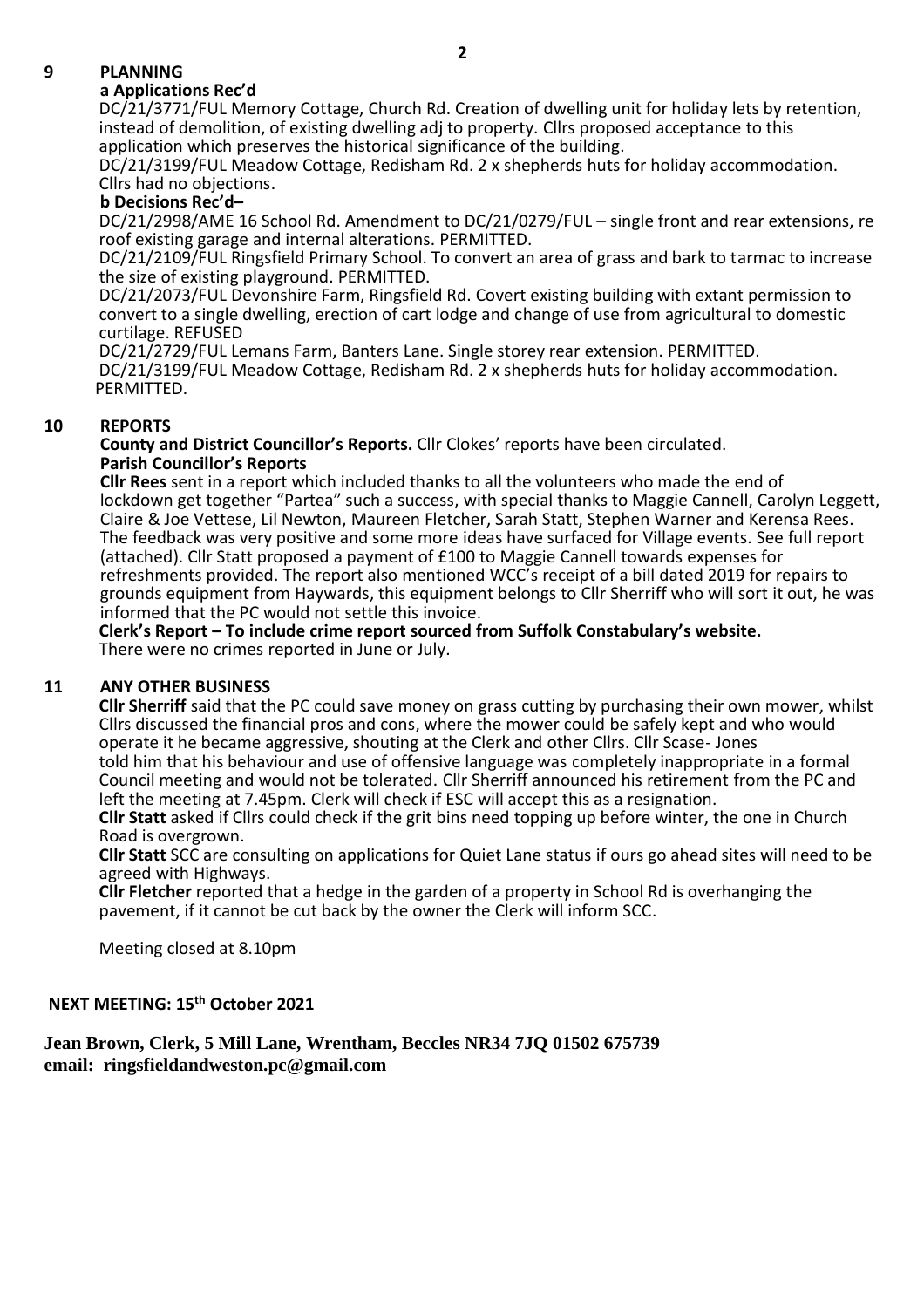## 9 PLANNING

**a Applications Rec'd**

DC/21/3771/FUL Memory Cottage, Church Rd. Creation of dwelling unit for holiday lets by retention, instead of demolition, of existing dwelling adj to property. Cllrs proposed acceptance to this application which preserves the historical significance of the building.

DC/21/3199/FUL Meadow Cottage, Redisham Rd. 2 x shepherds huts for holiday accommodation. Cllrs had no objections.

**b Decisions Rec'd–**

DC/21/2998/AME 16 School Rd. Amendment to DC/21/0279/FUL – single front and rear extensions, re roof existing garage and internal alterations. PERMITTED.

DC/21/2109/FUL Ringsfield Primary School. To convert an area of grass and bark to tarmac to increase the size of existing playground. PERMITTED.

DC/21/2073/FUL Devonshire Farm, Ringsfield Rd. Covert existing building with extant permission to convert to a single dwelling, erection of cart lodge and change of use from agricultural to domestic curtilage. REFUSED

DC/21/2729/FUL Lemans Farm, Banters Lane. Single storey rear extension. PERMITTED.

DC/21/3199/FUL Meadow Cottage, Redisham Rd. 2 x shepherds huts for holiday accommodation. PERMITTED.

## 10 REPORTS

**County and District Councillor's Reports.** Cllr Clokes' reports have been circulated.

**Parish Councillor's Reports**

**Cllr Rees** sent in a report which included thanks to all the volunteers who made the end of lockdown get together "Partea" such a success, with special thanks to Maggie Cannell, Carolyn Leggett, Claire & Joe Vettese, Lil Newton, Maureen Fletcher, Sarah Statt, Stephen Warner and Kerensa Rees. The feedback was very positive and some more ideas have surfaced for Village events. See full report (attached). Cllr Statt proposed a payment of £100 to Maggie Cannell towards expenses for refreshments provided. The report also mentioned WCC's receipt of a bill dated 2019 for repairs to grounds equipment from Haywards, this equipment belongs to Cllr Sherriff who will sort it out, he was informed that the PC would not settle this invoice.

**Clerk's Report – To include crime report sourced from Suffolk Constabulary's website.**

There were no crimes reported in June or July.

## 11 ANY OTHER BUSINESS

**Cllr Sherriff** said that the PC could save money on grass cutting by purchasing their own mower, whilst Cllrs discussed the financial pros and cons, where the mower could be safely kept and who would operate it he became aggressive, shouting at the Clerk and other Cllrs. Cllr Scase- Jones told him that his behaviour and use of offensive language was completely inappropriate in a formal Council meeting and would not be tolerated. Cllr Sherriff announced his retirement from the PC and left the meeting at 7.45pm. Clerk will check if ESC will accept this as a resignation.

**Cllr Statt** asked if Cllrs could check if the grit bins need topping up before winter, the one in Church Road is overgrown.

**Cllr Statt** SCC are consulting on applications for Quiet Lane status if ours go ahead sites will need to be agreed with Highways.

**Cllr Fletcher** reported that a hedge in the garden of a property in School Rd is overhanging the pavement, if it cannot be cut back by the owner the Clerk will inform SCC.

Meeting closed at 8.10pm

**NEXT MEETING: 15th October 2021**

**Jean Brown, Clerk, 5 Mill Lane, Wrentham, Beccles NR34 7JQ 01502 675739**
**email: ringsfieldandweston.pc@gmail.com**